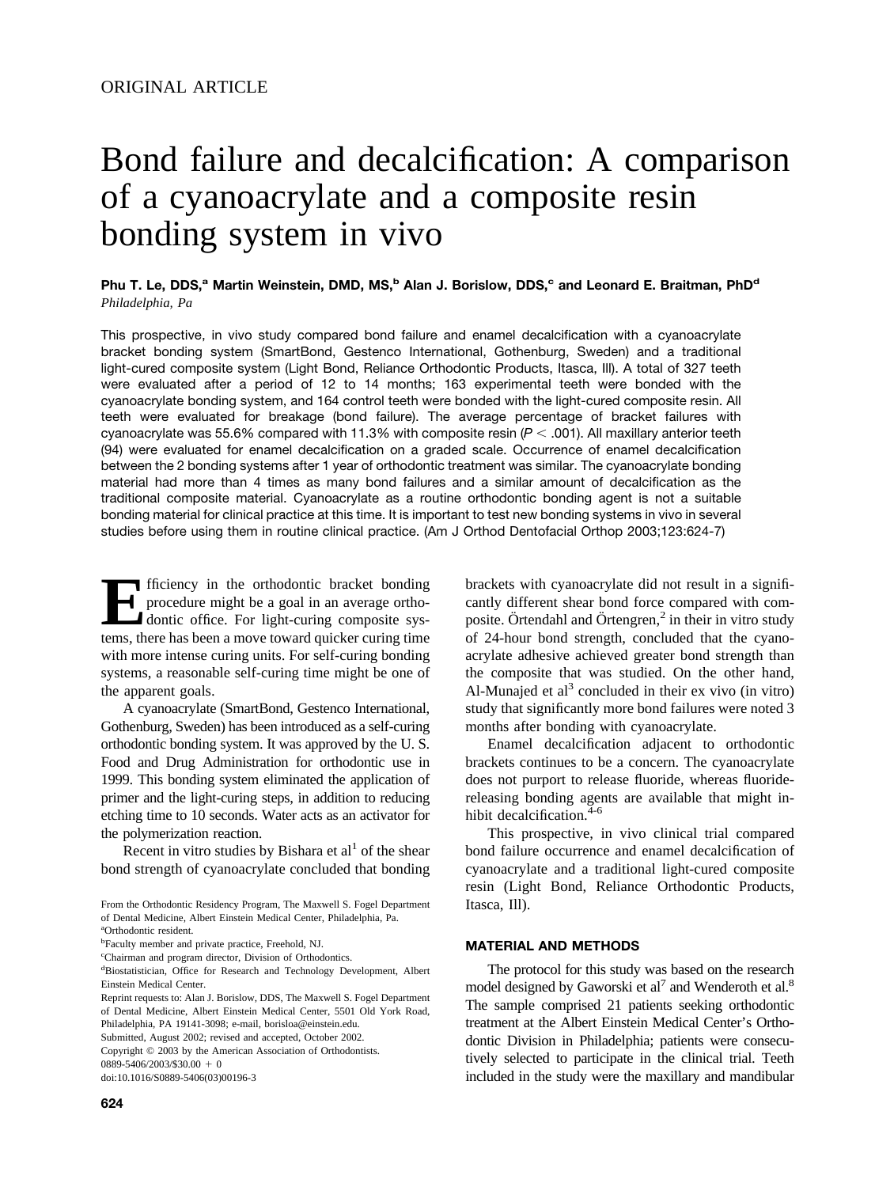ORIGINAL ARTICLE

# Bond failure and decalcification: A comparison of a cyanoacrylate and a composite resin bonding system in vivo

**Phu T. Le, DDS,[a] Martin Weinstein, DMD, MS,[b] Alan J. Borislow, DDS,[c] and Leonard E. Braitman, PhD[d]**
*Philadelphia, Pa*

This prospective, in vivo study compared bond failure and enamel decalcification with a cyanoacrylate bracket bonding system (SmartBond, Gestenco International, Gothenburg, Sweden) and a traditional light-cured composite system (Light Bond, Reliance Orthodontic Products, Itasca, Ill). A total of 327 teeth were evaluated after a period of 12 to 14 months; 163 experimental teeth were bonded with the cyanoacrylate bonding system, and 164 control teeth were bonded with the light-cured composite resin. All teeth were evaluated for breakage (bond failure). The average percentage of bracket failures with cyanoacrylate was 55.6% compared with 11.3% with composite resin ($P < .001$). All maxillary anterior teeth (94) were evaluated for enamel decalcification on a graded scale. Occurrence of enamel decalcification between the 2 bonding systems after 1 year of orthodontic treatment was similar. The cyanoacrylate bonding material had more than 4 times as many bond failures and a similar amount of decalcification as the traditional composite material. Cyanoacrylate as a routine orthodontic bonding agent is not a suitable bonding material for clinical practice at this time. It is important to test new bonding systems in vivo in several studies before using them in routine clinical practice. (Am J Orthod Dentofacial Orthop 2003;123:624-7)

Efficiency in the orthodontic bracket bonding procedure might be a goal in an average orthodontic office. For light-curing composite systems, there has been a move toward quicker curing time with more intense curing units. For self-curing bonding systems, a reasonable self-curing time might be one of the apparent goals.

A cyanoacrylate (SmartBond, Gestenco International, Gothenburg, Sweden) has been introduced as a self-curing orthodontic bonding system. It was approved by the U. S. Food and Drug Administration for orthodontic use in 1999. This bonding system eliminated the application of primer and the light-curing steps, in addition to reducing etching time to 10 seconds. Water acts as an activator for the polymerization reaction.

Recent in vitro studies by Bishara et al[1] of the shear bond strength of cyanoacrylate concluded that bonding brackets with cyanoacrylate did not result in a significantly different shear bond force compared with composite. Örtendahl and Örtengren,[2] in their in vitro study of 24-hour bond strength, concluded that the cyanoacrylate adhesive achieved greater bond strength than the composite that was studied. On the other hand, Al-Munajed et al[3] concluded in their ex vivo (in vitro) study that significantly more bond failures were noted 3 months after bonding with cyanoacrylate.

Enamel decalcification adjacent to orthodontic brackets continues to be a concern. The cyanoacrylate does not purport to release fluoride, whereas fluoride-releasing bonding agents are available that might inhibit decalcification.[4-6]

This prospective, in vivo clinical trial compared bond failure occurrence and enamel decalcification of cyanoacrylate and a traditional light-cured composite resin (Light Bond, Reliance Orthodontic Products, Itasca, Ill).

## MATERIAL AND METHODS

The protocol for this study was based on the research model designed by Gaworski et al[7] and Wenderoth et al.[8] The sample comprised 21 patients seeking orthodontic treatment at the Albert Einstein Medical Center's Orthodontic Division in Philadelphia; patients were consecutively selected to participate in the clinical trial. Teeth included in the study were the maxillary and mandibular

From the Orthodontic Residency Program, The Maxwell S. Fogel Department of Dental Medicine, Albert Einstein Medical Center, Philadelphia, Pa.
[a]Orthodontic resident.
[b]Faculty member and private practice, Freehold, NJ.
[c]Chairman and program director, Division of Orthodontics.
[d]Biostatistician, Office for Research and Technology Development, Albert Einstein Medical Center.
Reprint requests to: Alan J. Borislow, DDS, The Maxwell S. Fogel Department of Dental Medicine, Albert Einstein Medical Center, 5501 Old York Road, Philadelphia, PA 19141-3098; e-mail, borisloa@einstein.edu.
Submitted, August 2002; revised and accepted, October 2002.
Copyright © 2003 by the American Association of Orthodontists.
0889-5406/2003/$30.00 + 0
doi:10.1016/S0889-5406(03)00196-3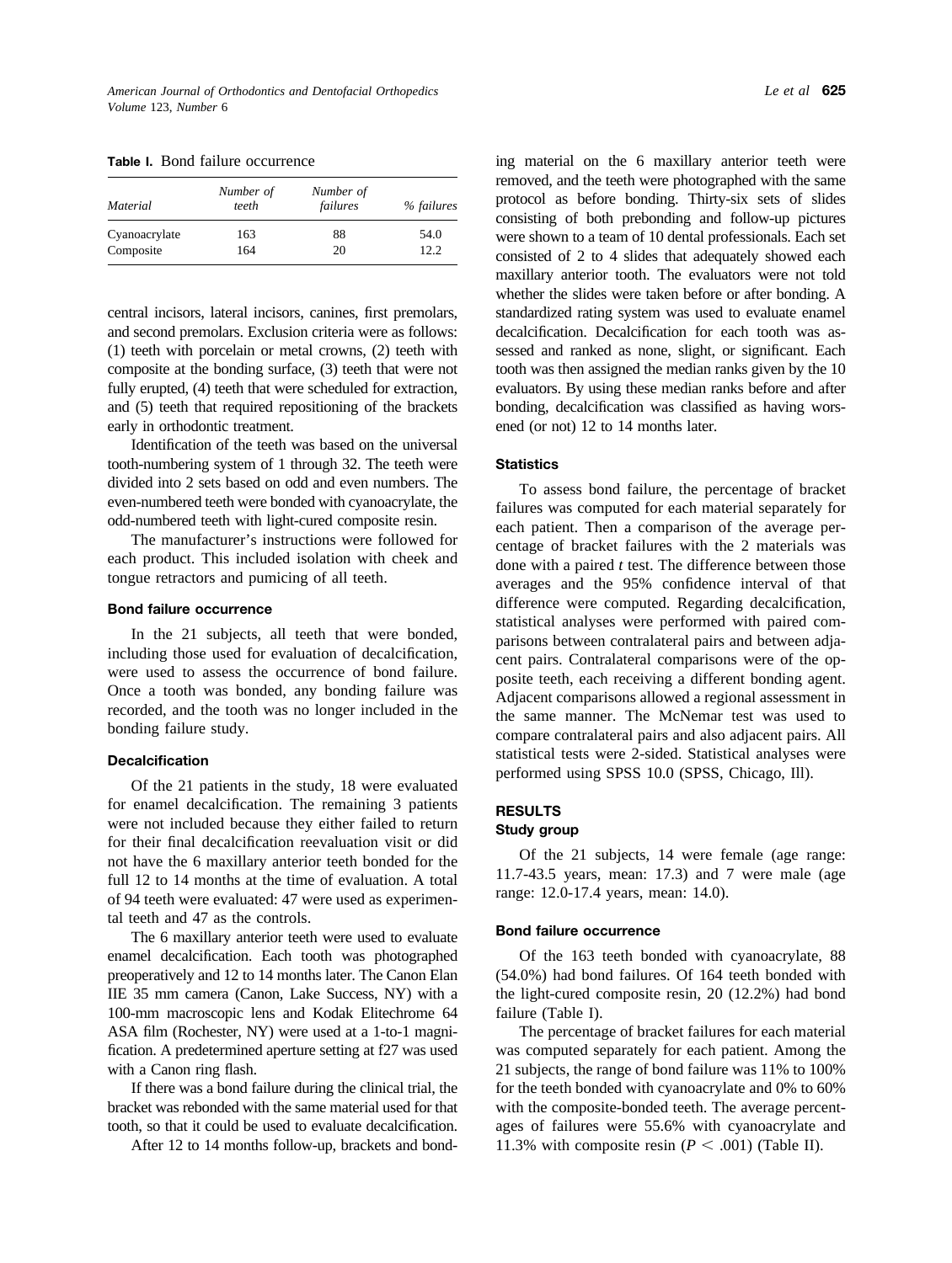**Table I.** Bond failure occurrence

| *Material* | *Number of teeth* | *Number of failures* | *% failures* |
|---|---|---|---|
| Cyanoacrylate | 163 | 88 | 54.0 |
| Composite | 164 | 20 | 12.2 |

central incisors, lateral incisors, canines, first premolars, and second premolars. Exclusion criteria were as follows: (1) teeth with porcelain or metal crowns, (2) teeth with composite at the bonding surface, (3) teeth that were not fully erupted, (4) teeth that were scheduled for extraction, and (5) teeth that required repositioning of the brackets early in orthodontic treatment.

Identification of the teeth was based on the universal tooth-numbering system of 1 through 32. The teeth were divided into 2 sets based on odd and even numbers. The even-numbered teeth were bonded with cyanoacrylate, the odd-numbered teeth with light-cured composite resin.

The manufacturer's instructions were followed for each product. This included isolation with cheek and tongue retractors and pumicing of all teeth.

### Bond failure occurrence

In the 21 subjects, all teeth that were bonded, including those used for evaluation of decalcification, were used to assess the occurrence of bond failure. Once a tooth was bonded, any bonding failure was recorded, and the tooth was no longer included in the bonding failure study.

### Decalcification

Of the 21 patients in the study, 18 were evaluated for enamel decalcification. The remaining 3 patients were not included because they either failed to return for their final decalcification reevaluation visit or did not have the 6 maxillary anterior teeth bonded for the full 12 to 14 months at the time of evaluation. A total of 94 teeth were evaluated: 47 were used as experimental teeth and 47 as the controls.

The 6 maxillary anterior teeth were used to evaluate enamel decalcification. Each tooth was photographed preoperatively and 12 to 14 months later. The Canon Elan IIE 35 mm camera (Canon, Lake Success, NY) with a 100-mm macroscopic lens and Kodak Elitechrome 64 ASA film (Rochester, NY) were used at a 1-to-1 magnification. A predetermined aperture setting at f27 was used with a Canon ring flash.

If there was a bond failure during the clinical trial, the bracket was rebonded with the same material used for that tooth, so that it could be used to evaluate decalcification.

After 12 to 14 months follow-up, brackets and bonding material on the 6 maxillary anterior teeth were removed, and the teeth were photographed with the same protocol as before bonding. Thirty-six sets of slides consisting of both prebonding and follow-up pictures were shown to a team of 10 dental professionals. Each set consisted of 2 to 4 slides that adequately showed each maxillary anterior tooth. The evaluators were not told whether the slides were taken before or after bonding. A standardized rating system was used to evaluate enamel decalcification. Decalcification for each tooth was assessed and ranked as none, slight, or significant. Each tooth was then assigned the median ranks given by the 10 evaluators. By using these median ranks before and after bonding, decalcification was classified as having worsened (or not) 12 to 14 months later.

### Statistics

To assess bond failure, the percentage of bracket failures was computed for each material separately for each patient. Then a comparison of the average percentage of bracket failures with the 2 materials was done with a paired *t* test. The difference between those averages and the 95% confidence interval of that difference were computed. Regarding decalcification, statistical analyses were performed with paired comparisons between contralateral pairs and between adjacent pairs. Contralateral comparisons were of the opposite teeth, each receiving a different bonding agent. Adjacent comparisons allowed a regional assessment in the same manner. The McNemar test was used to compare contralateral pairs and also adjacent pairs. All statistical tests were 2-sided. Statistical analyses were performed using SPSS 10.0 (SPSS, Chicago, Ill).

## RESULTS

### Study group

Of the 21 subjects, 14 were female (age range: 11.7-43.5 years, mean: 17.3) and 7 were male (age range: 12.0-17.4 years, mean: 14.0).

### Bond failure occurrence

Of the 163 teeth bonded with cyanoacrylate, 88 (54.0%) had bond failures. Of 164 teeth bonded with the light-cured composite resin, 20 (12.2%) had bond failure (Table I).

The percentage of bracket failures for each material was computed separately for each patient. Among the 21 subjects, the range of bond failure was 11% to 100% for the teeth bonded with cyanoacrylate and 0% to 60% with the composite-bonded teeth. The average percentages of failures were 55.6% with cyanoacrylate and 11.3% with composite resin ($P < .001$) (Table II).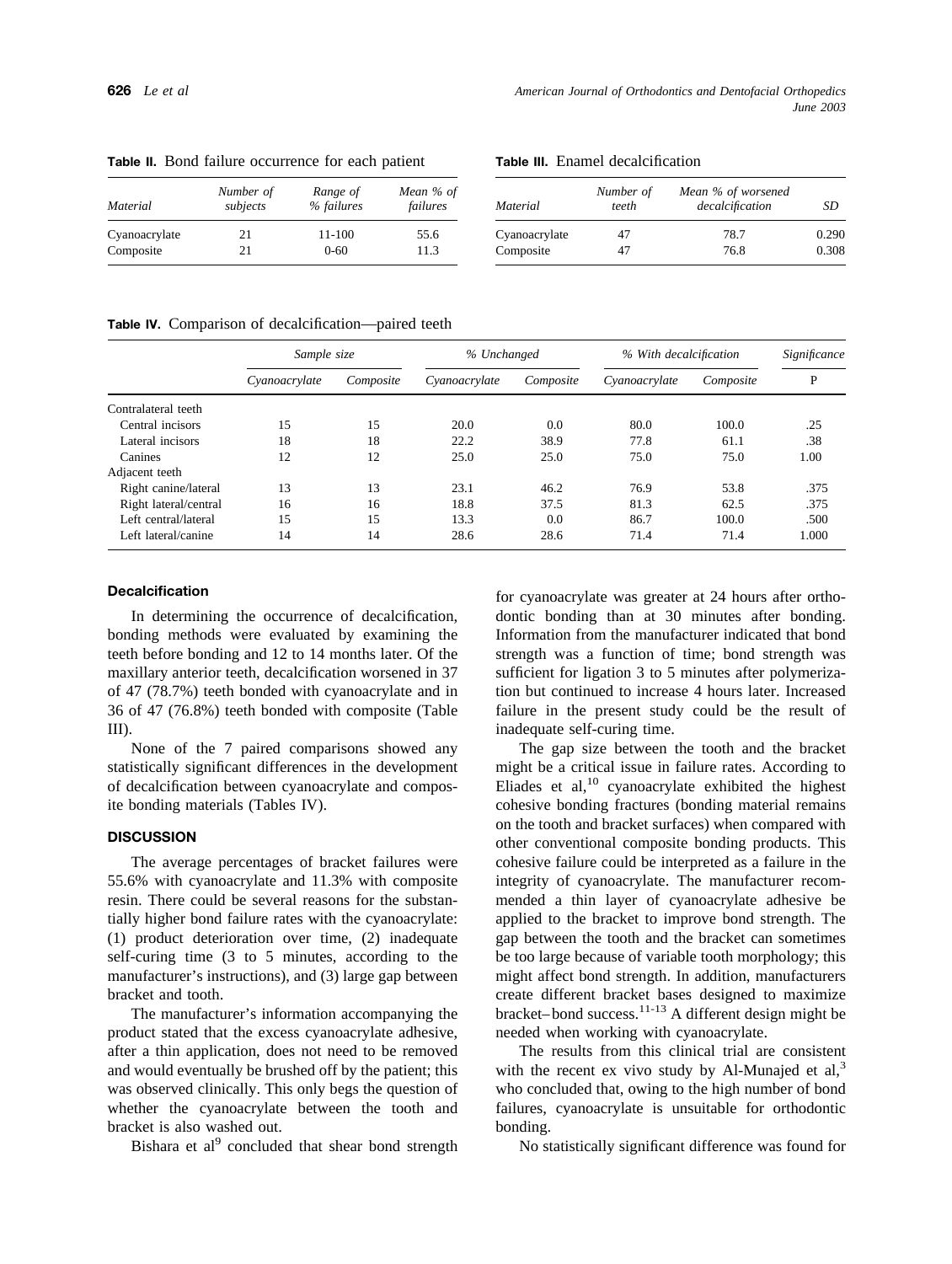**Table II.** Bond failure occurrence for each patient

| Material | Number of subjects | Range of % failures | Mean % of failures |
|---|---|---|---|
| Cyanoacrylate | 21 | 11-100 | 55.6 |
| Composite | 21 | 0-60 | 11.3 |

**Table III.** Enamel decalcification

| Material | Number of teeth | Mean % of worsened decalcification | SD |
|---|---|---|---|
| Cyanoacrylate | 47 | 78.7 | 0.290 |
| Composite | 47 | 76.8 | 0.308 |

**Table IV.** Comparison of decalcification—paired teeth

| | Sample size | | % Unchanged | | % With decalcification | | Significance |
|---|---|---|---|---|---|---|---|
| | Cyanoacrylate | Composite | Cyanoacrylate | Composite | Cyanoacrylate | Composite | P |
| Contralateral teeth | | | | | | | |
| Central incisors | 15 | 15 | 20.0 | 0.0 | 80.0 | 100.0 | .25 |
| Lateral incisors | 18 | 18 | 22.2 | 38.9 | 77.8 | 61.1 | .38 |
| Canines | 12 | 12 | 25.0 | 25.0 | 75.0 | 75.0 | 1.00 |
| Adjacent teeth | | | | | | | |
| Right canine/lateral | 13 | 13 | 23.1 | 46.2 | 76.9 | 53.8 | .375 |
| Right lateral/central | 16 | 16 | 18.8 | 37.5 | 81.3 | 62.5 | .375 |
| Left central/lateral | 15 | 15 | 13.3 | 0.0 | 86.7 | 100.0 | .500 |
| Left lateral/canine | 14 | 14 | 28.6 | 28.6 | 71.4 | 71.4 | 1.000 |

### Decalcification

In determining the occurrence of decalcification, bonding methods were evaluated by examining the teeth before bonding and 12 to 14 months later. Of the maxillary anterior teeth, decalcification worsened in 37 of 47 (78.7%) teeth bonded with cyanoacrylate and in 36 of 47 (76.8%) teeth bonded with composite (Table III).

None of the 7 paired comparisons showed any statistically significant differences in the development of decalcification between cyanoacrylate and composite bonding materials (Tables IV).

## DISCUSSION

The average percentages of bracket failures were 55.6% with cyanoacrylate and 11.3% with composite resin. There could be several reasons for the substantially higher bond failure rates with the cyanoacrylate: (1) product deterioration over time, (2) inadequate self-curing time (3 to 5 minutes, according to the manufacturer's instructions), and (3) large gap between bracket and tooth.

The manufacturer's information accompanying the product stated that the excess cyanoacrylate adhesive, after a thin application, does not need to be removed and would eventually be brushed off by the patient; this was observed clinically. This only begs the question of whether the cyanoacrylate between the tooth and bracket is also washed out.

Bishara et al[9] concluded that shear bond strength for cyanoacrylate was greater at 24 hours after orthodontic bonding than at 30 minutes after bonding. Information from the manufacturer indicated that bond strength was a function of time; bond strength was sufficient for ligation 3 to 5 minutes after polymerization but continued to increase 4 hours later. Increased failure in the present study could be the result of inadequate self-curing time.

The gap size between the tooth and the bracket might be a critical issue in failure rates. According to Eliades et al,[10] cyanoacrylate exhibited the highest cohesive bonding fractures (bonding material remains on the tooth and bracket surfaces) when compared with other conventional composite bonding products. This cohesive failure could be interpreted as a failure in the integrity of cyanoacrylate. The manufacturer recommended a thin layer of cyanoacrylate adhesive be applied to the bracket to improve bond strength. The gap between the tooth and the bracket can sometimes be too large because of variable tooth morphology; this might affect bond strength. In addition, manufacturers create different bracket bases designed to maximize bracket–bond success.[11-13] A different design might be needed when working with cyanoacrylate.

The results from this clinical trial are consistent with the recent ex vivo study by Al-Munajed et al,[3] who concluded that, owing to the high number of bond failures, cyanoacrylate is unsuitable for orthodontic bonding.

No statistically significant difference was found for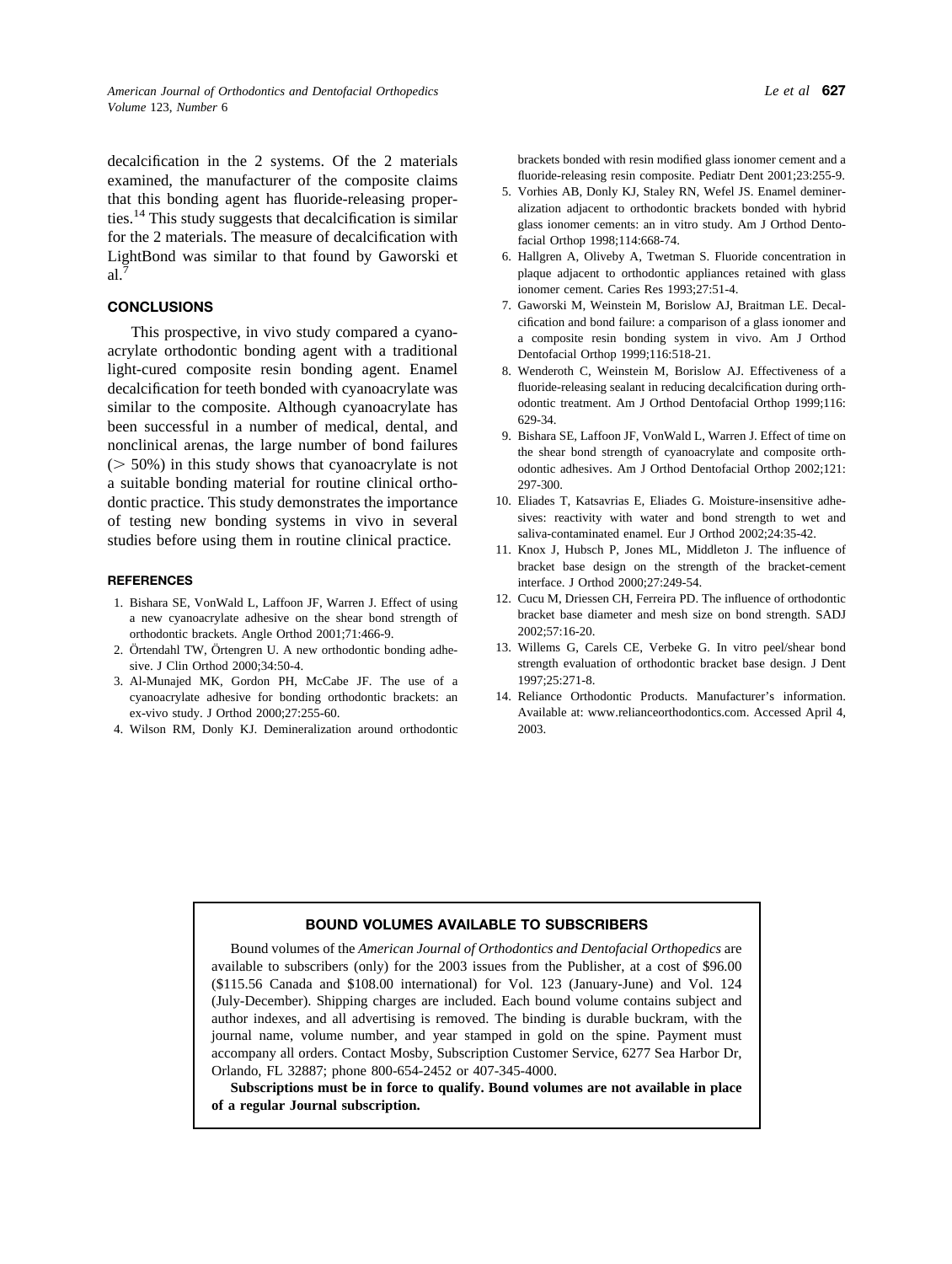decalcification in the 2 systems. Of the 2 materials examined, the manufacturer of the composite claims that this bonding agent has fluoride-releasing properties.[14] This study suggests that decalcification is similar for the 2 materials. The measure of decalcification with LightBond was similar to that found by Gaworski et al.[7]

## CONCLUSIONS

This prospective, in vivo study compared a cyanoacrylate orthodontic bonding agent with a traditional light-cured composite resin bonding agent. Enamel decalcification for teeth bonded with cyanoacrylate was similar to the composite. Although cyanoacrylate has been successful in a number of medical, dental, and nonclinical arenas, the large number of bond failures ($> 50\%$) in this study shows that cyanoacrylate is not a suitable bonding material for routine clinical orthodontic practice. This study demonstrates the importance of testing new bonding systems in vivo in several studies before using them in routine clinical practice.

## REFERENCES

1. Bishara SE, VonWald L, Laffoon JF, Warren J. Effect of using a new cyanoacrylate adhesive on the shear bond strength of orthodontic brackets. Angle Orthod 2001;71:466-9.
2. Örtendahl TW, Örtengren U. A new orthodontic bonding adhesive. J Clin Orthod 2000;34:50-4.
3. Al-Munajed MK, Gordon PH, McCabe JF. The use of a cyanoacrylate adhesive for bonding orthodontic brackets: an ex-vivo study. J Orthod 2000;27:255-60.
4. Wilson RM, Donly KJ. Demineralization around orthodontic brackets bonded with resin modified glass ionomer cement and a fluoride-releasing resin composite. Pediatr Dent 2001;23:255-9.
5. Vorhies AB, Donly KJ, Staley RN, Wefel JS. Enamel demineralization adjacent to orthodontic brackets bonded with hybrid glass ionomer cements: an in vitro study. Am J Orthod Dentofacial Orthop 1998;114:668-74.
6. Hallgren A, Oliveby A, Twetman S. Fluoride concentration in plaque adjacent to orthodontic appliances retained with glass ionomer cement. Caries Res 1993;27:51-4.
7. Gaworski M, Weinstein M, Borislow AJ, Braitman LE. Decalcification and bond failure: a comparison of a glass ionomer and a composite resin bonding system in vivo. Am J Orthod Dentofacial Orthop 1999;116:518-21.
8. Wenderoth C, Weinstein M, Borislow AJ. Effectiveness of a fluoride-releasing sealant in reducing decalcification during orthodontic treatment. Am J Orthod Dentofacial Orthop 1999;116:629-34.
9. Bishara SE, Laffoon JF, VonWald L, Warren J. Effect of time on the shear bond strength of cyanoacrylate and composite orthodontic adhesives. Am J Orthod Dentofacial Orthop 2002;121:297-300.
10. Eliades T, Katsavrias E, Eliades G. Moisture-insensitive adhesives: reactivity with water and bond strength to wet and saliva-contaminated enamel. Eur J Orthod 2002;24:35-42.
11. Knox J, Hubsch P, Jones ML, Middleton J. The influence of bracket base design on the strength of the bracket-cement interface. J Orthod 2000;27:249-54.
12. Cucu M, Driessen CH, Ferreira PD. The influence of orthodontic bracket base diameter and mesh size on bond strength. SADJ 2002;57:16-20.
13. Willems G, Carels CE, Verbeke G. In vitro peel/shear bond strength evaluation of orthodontic bracket base design. J Dent 1997;25:271-8.
14. Reliance Orthodontic Products. Manufacturer's information. Available at: www.relianceorthodontics.com. Accessed April 4, 2003.

### BOUND VOLUMES AVAILABLE TO SUBSCRIBERS

Bound volumes of the *American Journal of Orthodontics and Dentofacial Orthopedics* are available to subscribers (only) for the 2003 issues from the Publisher, at a cost of $96.00 ($115.56 Canada and $108.00 international) for Vol. 123 (January-June) and Vol. 124 (July-December). Shipping charges are included. Each bound volume contains subject and author indexes, and all advertising is removed. The binding is durable buckram, with the journal name, volume number, and year stamped in gold on the spine. Payment must accompany all orders. Contact Mosby, Subscription Customer Service, 6277 Sea Harbor Dr, Orlando, FL 32887; phone 800-654-2452 or 407-345-4000.

**Subscriptions must be in force to qualify. Bound volumes are not available in place of a regular Journal subscription.**